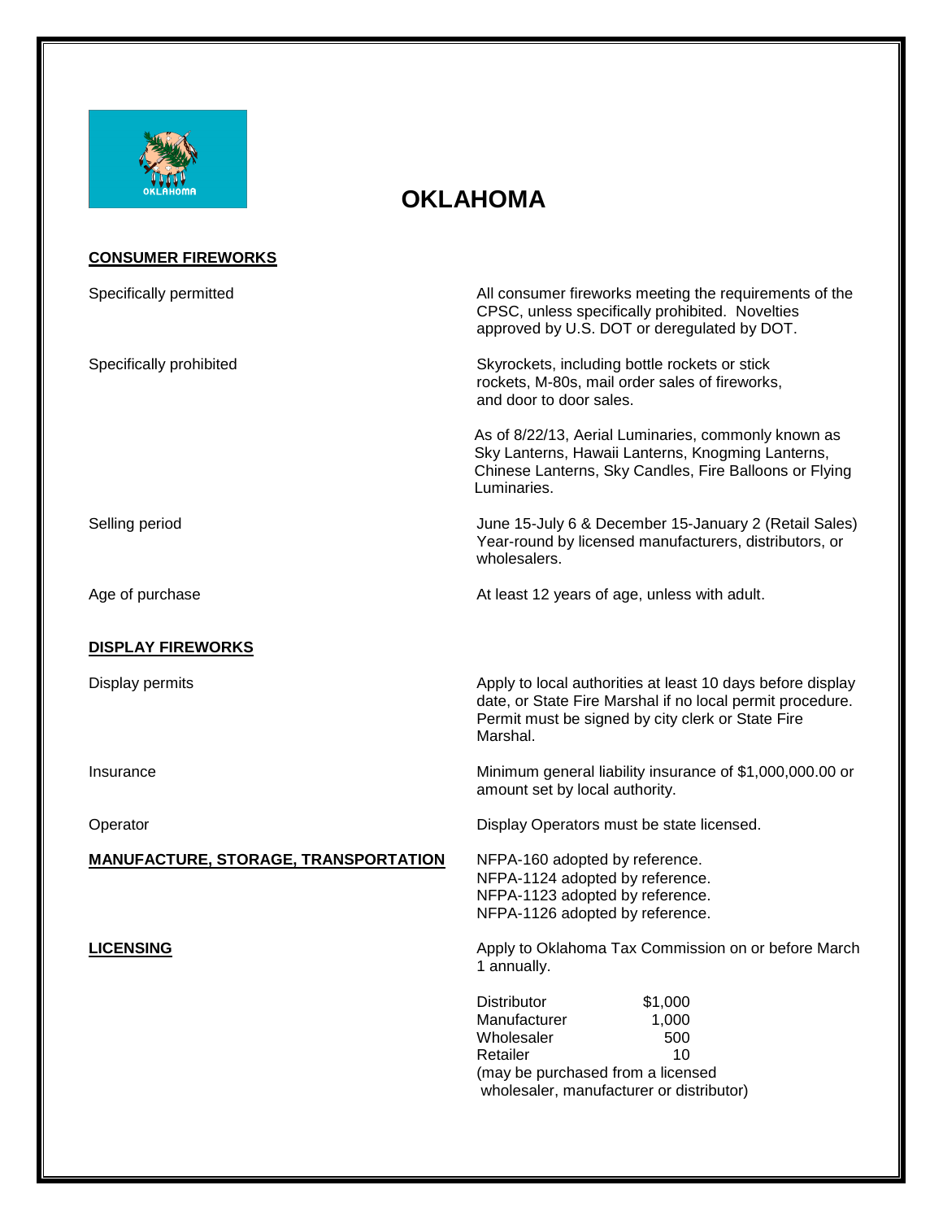# OKLAHOMA

## CONSUMER FIREWORKS

| | |
|---|---|
| Specifically permitted | All consumer fireworks meeting the requirements of the CPSC, unless specifically prohibited. Novelties approved by U.S. DOT or deregulated by DOT. |
| Specifically prohibited | Skyrockets, including bottle rockets or stick rockets, M-80s, mail order sales of fireworks, and door to door sales.<br><br>As of 8/22/13, Aerial Luminaries, commonly known as Sky Lanterns, Hawaii Lanterns, Knogming Lanterns, Chinese Lanterns, Sky Candles, Fire Balloons or Flying Luminaries. |
| Selling period | June 15-July 6 & December 15-January 2 (Retail Sales) Year-round by licensed manufacturers, distributors, or wholesalers. |
| Age of purchase | At least 12 years of age, unless with adult. |

## DISPLAY FIREWORKS

| | |
|---|---|
| Display permits | Apply to local authorities at least 10 days before display date, or State Fire Marshal if no local permit procedure. Permit must be signed by city clerk or State Fire Marshal. |
| Insurance | Minimum general liability insurance of $1,000,000.00 or amount set by local authority. |
| Operator | Display Operators must be state licensed. |

## MANUFACTURE, STORAGE, TRANSPORTATION

NFPA-160 adopted by reference.
NFPA-1124 adopted by reference.
NFPA-1123 adopted by reference.
NFPA-1126 adopted by reference.

## LICENSING

Apply to Oklahoma Tax Commission on or before March 1 annually.

| | |
|---|---|
| Distributor | $1,000 |
| Manufacturer | 1,000 |
| Wholesaler | 500 |
| Retailer | 10 |

(may be purchased from a licensed wholesaler, manufacturer or distributor)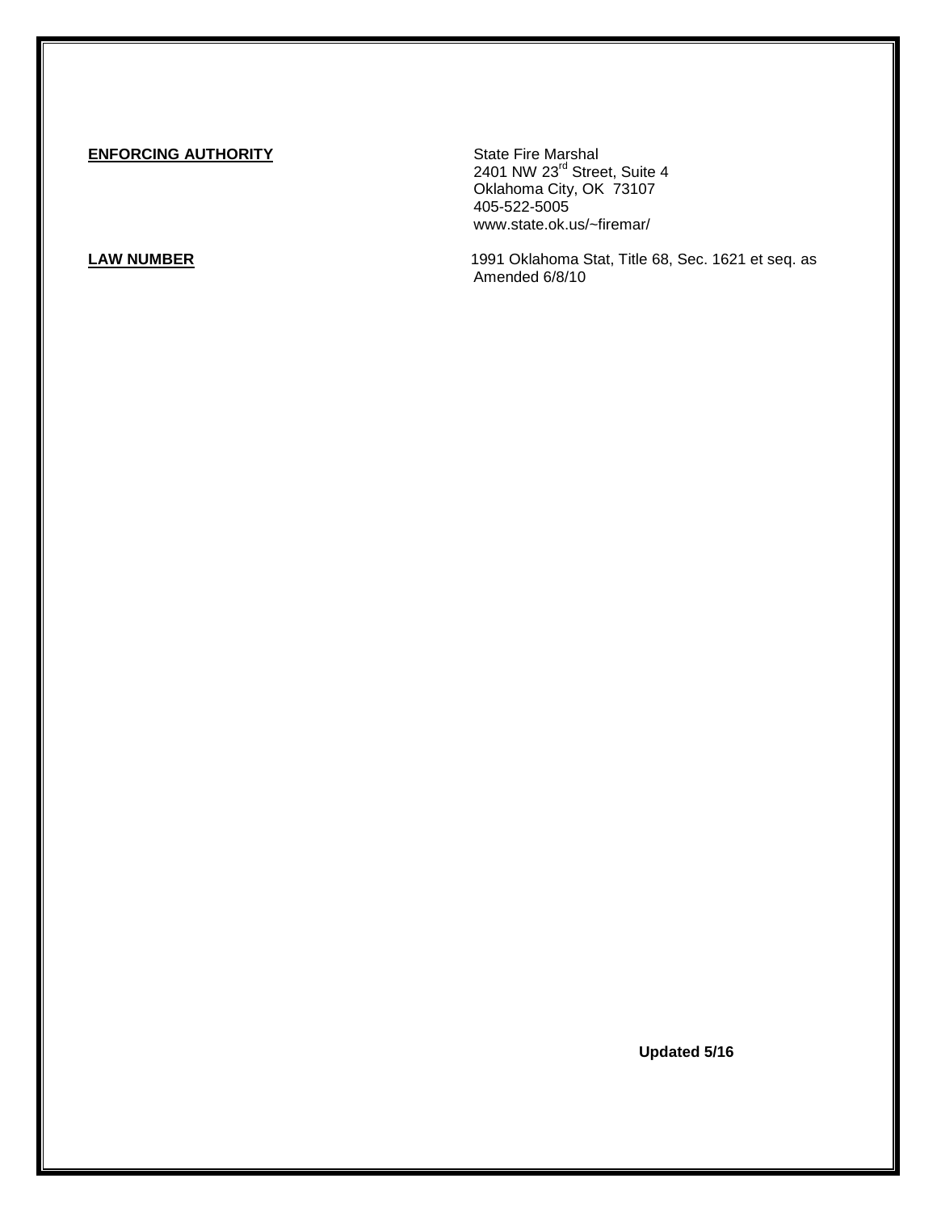**ENFORCING AUTHORITY**

State Fire Marshal
2401 NW 23rd Street, Suite 4
Oklahoma City, OK 73107
405-522-5005
www.state.ok.us/~firemar/

**LAW NUMBER**

1991 Oklahoma Stat, Title 68, Sec. 1621 et seq. as Amended 6/8/10

**Updated 5/16**